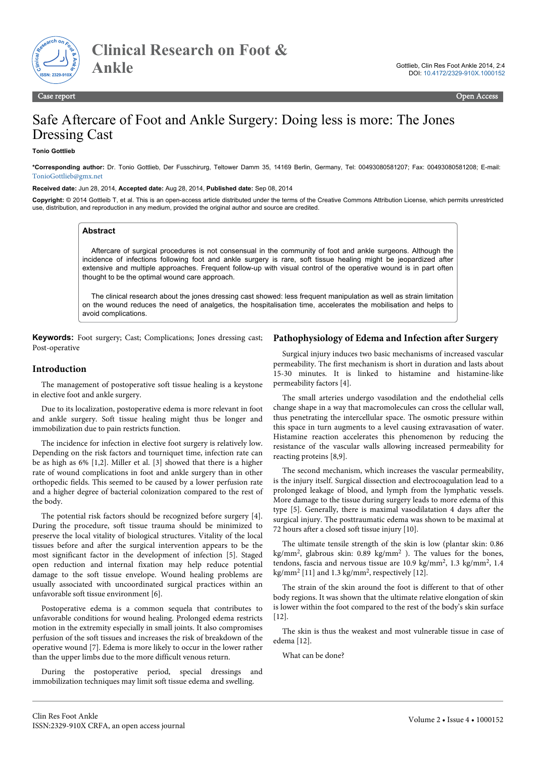Case report

Open Access

# Safe Aftercare of Foot and Ankle Surgery: Doing less is more: The Jones Dressing Cast

**Tonio Gottlieb**

***Corresponding author:** Dr. Tonio Gottlieb, Der Fusschirurg, Teltower Damm 35, 14169 Berlin, Germany, Tel: 00493080581207; Fax: 00493080581208; E-mail: TonioGottlieb@gmx.net

**Received date:** Jun 28, 2014, **Accepted date:** Aug 28, 2014, **Published date:** Sep 08, 2014

**Copyright:** © 2014 Gottleib T, et al. This is an open-access article distributed under the terms of the Creative Commons Attribution License, which permits unrestricted use, distribution, and reproduction in any medium, provided the original author and source are credited.

## Abstract

Aftercare of surgical procedures is not consensual in the community of foot and ankle surgeons. Although the incidence of infections following foot and ankle surgery is rare, soft tissue healing might be jeopardized after extensive and multiple approaches. Frequent follow-up with visual control of the operative wound is in part often thought to be the optimal wound care approach.

The clinical research about the jones dressing cast showed: less frequent manipulation as well as strain limitation on the wound reduces the need of analgetics, the hospitalisation time, accelerates the mobilisation and helps to avoid complications.

**Keywords:** Foot surgery; Cast; Complications; Jones dressing cast; Post-operative

## Introduction

The management of postoperative soft tissue healing is a keystone in elective foot and ankle surgery.

Due to its localization, postoperative edema is more relevant in foot and ankle surgery. Soft tissue healing might thus be longer and immobilization due to pain restricts function.

The incidence for infection in elective foot surgery is relatively low. Depending on the risk factors and tourniquet time, infection rate can be as high as 6% [1,2]. Miller et al. [3] showed that there is a higher rate of wound complications in foot and ankle surgery than in other orthopedic fields. This seemed to be caused by a lower perfusion rate and a higher degree of bacterial colonization compared to the rest of the body.

The potential risk factors should be recognized before surgery [4]. During the procedure, soft tissue trauma should be minimized to preserve the local vitality of biological structures. Vitality of the local tissues before and after the surgical intervention appears to be the most significant factor in the development of infection [5]. Staged open reduction and internal fixation may help reduce potential damage to the soft tissue envelope. Wound healing problems are usually associated with uncoordinated surgical practices within an unfavorable soft tissue environment [6].

Postoperative edema is a common sequela that contributes to unfavorable conditions for wound healing. Prolonged edema restricts motion in the extremity especially in small joints. It also compromises perfusion of the soft tissues and increases the risk of breakdown of the operative wound [7]. Edema is more likely to occur in the lower rather than the upper limbs due to the more difficult venous return.

During the postoperative period, special dressings and immobilization techniques may limit soft tissue edema and swelling.

## Pathophysiology of Edema and Infection after Surgery

Surgical injury induces two basic mechanisms of increased vascular permeability. The first mechanism is short in duration and lasts about 15-30 minutes. It is linked to histamine and histamine-like permeability factors [4].

The small arteries undergo vasodilation and the endothelial cells change shape in a way that macromolecules can cross the cellular wall, thus penetrating the intercellular space. The osmotic pressure within this space in turn augments to a level causing extravasation of water. Histamine reaction accelerates this phenomenon by reducing the resistance of the vascular walls allowing increased permeability for reacting proteins [8,9].

The second mechanism, which increases the vascular permeability, is the injury itself. Surgical dissection and electrocoagulation lead to a prolonged leakage of blood, and lymph from the lymphatic vessels. More damage to the tissue during surgery leads to more edema of this type [5]. Generally, there is maximal vasodilatation 4 days after the surgical injury. The posttraumatic edema was shown to be maximal at 72 hours after a closed soft tissue injury [10].

The ultimate tensile strength of the skin is low (plantar skin: 0.86 $kg/mm^2$, glabrous skin: 0.89 $kg/mm^2$ ). The values for the bones, tendons, fascia and nervous tissue are 10.9 $kg/mm^2$, 1.3 $kg/mm^2$, 1.4 $kg/mm^2$ [11] and 1.3 $kg/mm^2$, respectively [12].

The strain of the skin around the foot is different to that of other body regions. It was shown that the ultimate relative elongation of skin is lower within the foot compared to the rest of the body's skin surface [12].

The skin is thus the weakest and most vulnerable tissue in case of edema [12].

What can be done?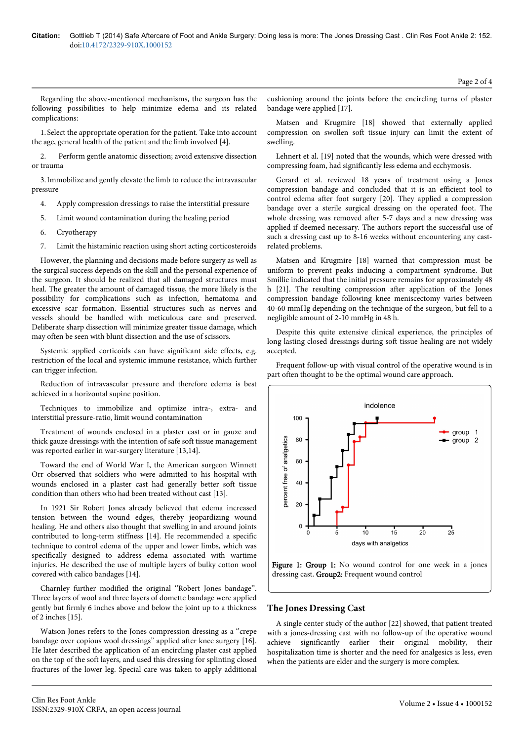Regarding the above-mentioned mechanisms, the surgeon has the following possibilities to help minimize edema and its related complications:

1. Select the appropriate operation for the patient. Take into account the age, general health of the patient and the limb involved [4].

2. Perform gentle anatomic dissection; avoid extensive dissection or trauma

3. Immobilize and gently elevate the limb to reduce the intravascular pressure

4. Apply compression dressings to raise the interstitial pressure

5. Limit wound contamination during the healing period

6. Cryotherapy

7. Limit the histaminic reaction using short acting corticosteroids

However, the planning and decisions made before surgery as well as the surgical success depends on the skill and the personal experience of the surgeon. It should be realized that all damaged structures must heal. The greater the amount of damaged tissue, the more likely is the possibility for complications such as infection, hematoma and excessive scar formation. Essential structures such as nerves and vessels should be handled with meticulous care and preserved. Deliberate sharp dissection will minimize greater tissue damage, which may often be seen with blunt dissection and the use of scissors.

Systemic applied corticoids can have significant side effects, e.g. restriction of the local and systemic immune resistance, which further can trigger infection.

Reduction of intravascular pressure and therefore edema is best achieved in a horizontal supine position.

Techniques to immobilize and optimize intra-, extra- and interstitial pressure-ratio, limit wound contamination

Treatment of wounds enclosed in a plaster cast or in gauze and thick gauze dressings with the intention of safe soft tissue management was reported earlier in war-surgery literature [13,14].

Toward the end of World War I, the American surgeon Winnett Orr observed that soldiers who were admitted to his hospital with wounds enclosed in a plaster cast had generally better soft tissue condition than others who had been treated without cast [13].

In 1921 Sir Robert Jones already believed that edema increased tension between the wound edges, thereby jeopardizing wound healing. He and others also thought that swelling in and around joints contributed to long-term stiffness [14]. He recommended a specific technique to control edema of the upper and lower limbs, which was specifically designed to address associated with wartime injuries. He described the use of multiple layers of bulky cotton wool covered with calico bandages [14].

Charnley further modified the original ''Robert Jones bandage''. Three layers of wool and three layers of domette bandage were applied gently but firmly 6 inches above and below the joint up to a thickness of 2 inches [15].

Watson Jones refers to the Jones compression dressing as a ''crepe bandage over copious wool dressings'' applied after knee surgery [16]. He later described the application of an encircling plaster cast applied on the top of the soft layers, and used this dressing for splinting closed fractures of the lower leg. Special care was taken to apply additional cushioning around the joints before the encircling turns of plaster bandage were applied [17].

Matsen and Krugmire [18] showed that externally applied compression on swollen soft tissue injury can limit the extent of swelling.

Lehnert et al. [19] noted that the wounds, which were dressed with compressing foam, had significantly less edema and ecchymosis.

Gerard et al. reviewed 18 years of treatment using a Jones compression bandage and concluded that it is an efficient tool to control edema after foot surgery [20]. They applied a compression bandage over a sterile surgical dressing on the operated foot. The whole dressing was removed after 5-7 days and a new dressing was applied if deemed necessary. The authors report the successful use of such a dressing cast up to 8-16 weeks without encountering any cast-related problems.

Matsen and Krugmire [18] warned that compression must be uniform to prevent peaks inducing a compartment syndrome. But Smillie indicated that the initial pressure remains for approximately 48 h [21]. The resulting compression after application of the Jones compression bandage following knee meniscectomy varies between 40-60 mmHg depending on the technique of the surgeon, but fell to a negligible amount of 2-10 mmHg in 48 h.

Despite this quite extensive clinical experience, the principles of long lasting closed dressings during soft tissue healing are not widely accepted.

Frequent follow-up with visual control of the operative wound is in part often thought to be the optimal wound care approach.

**Figure 1: Group 1:** No wound control for one week in a jones dressing cast. **Group2:** Frequent wound control

## The Jones Dressing Cast

A single center study of the author [22] showed, that patient treated with a jones-dressing cast with no follow-up of the operative wound achieve significantly earlier their original mobility, their hospitalization time is shorter and the need for analgesics is less, even when the patients are elder and the surgery is more complex.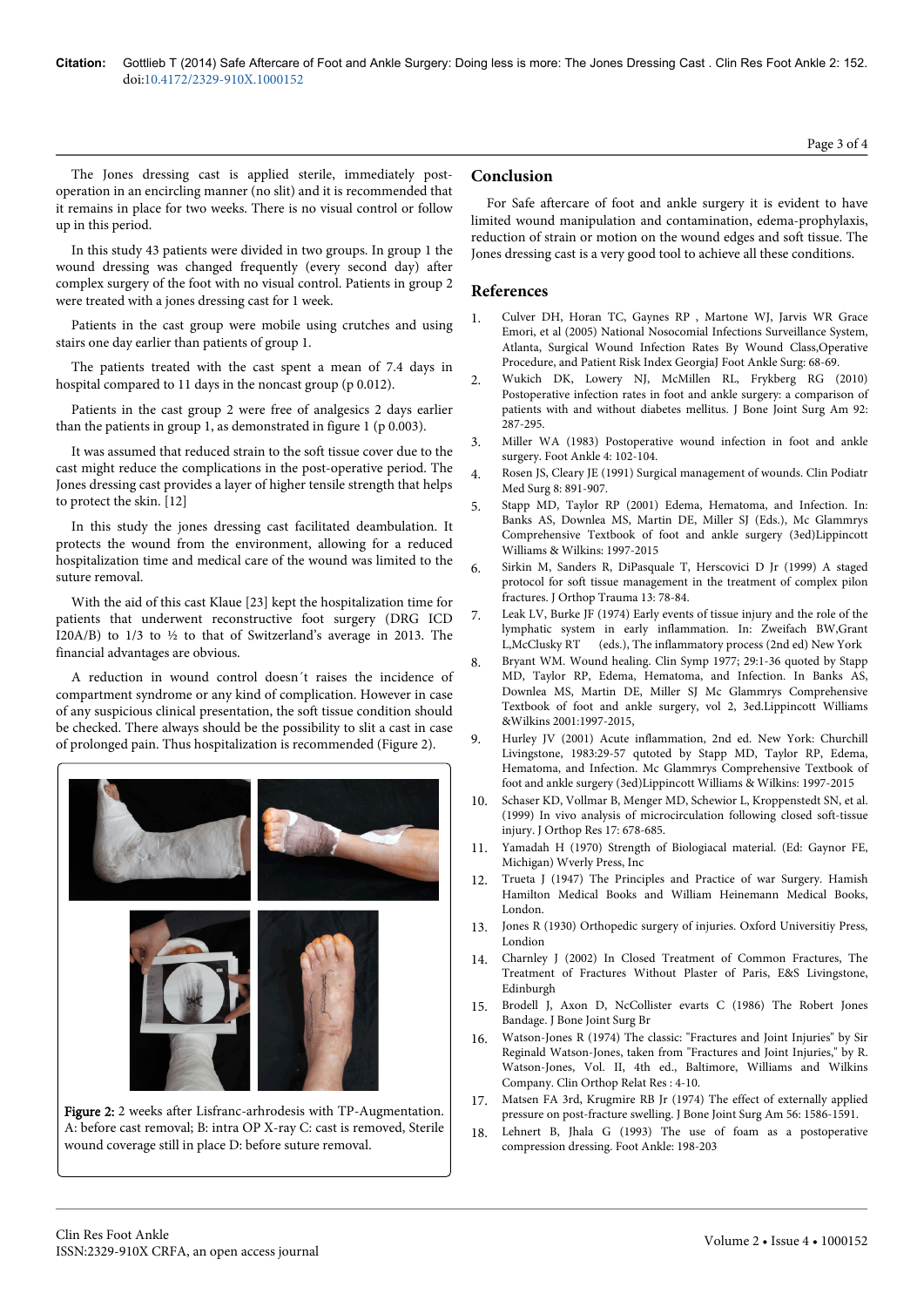The Jones dressing cast is applied sterile, immediately post-operation in an encircling manner (no slit) and it is recommended that it remains in place for two weeks. There is no visual control or follow up in this period.

In this study 43 patients were divided in two groups. In group 1 the wound dressing was changed frequently (every second day) after complex surgery of the foot with no visual control. Patients in group 2 were treated with a jones dressing cast for 1 week.

Patients in the cast group were mobile using crutches and using stairs one day earlier than patients of group 1.

The patients treated with the cast spent a mean of 7.4 days in hospital compared to 11 days in the noncast group (p 0.012).

Patients in the cast group 2 were free of analgesics 2 days earlier than the patients in group 1, as demonstrated in figure 1 (p 0.003).

It was assumed that reduced strain to the soft tissue cover due to the cast might reduce the complications in the post-operative period. The Jones dressing cast provides a layer of higher tensile strength that helps to protect the skin. [12]

In this study the jones dressing cast facilitated deambulation. It protects the wound from the environment, allowing for a reduced hospitalization time and medical care of the wound was limited to the suture removal.

With the aid of this cast Klaue [23] kept the hospitalization time for patients that underwent reconstructive foot surgery (DRG ICD I20A/B) to 1/3 to ½ to that of Switzerland's average in 2013. The financial advantages are obvious.

A reduction in wound control doesn´t raises the incidence of compartment syndrome or any kind of complication. However in case of any suspicious clinical presentation, the soft tissue condition should be checked. There always should be the possibility to slit a cast in case of prolonged pain. Thus hospitalization is recommended (Figure 2).

**Figure 2:** 2 weeks after Lisfranc-arrhrodesis with TP-Augmentation. A: before cast removal; B: intra OP X-ray C: cast is removed, Sterile wound coverage still in place D: before suture removal.

## Conclusion

For Safe aftercare of foot and ankle surgery it is evident to have limited wound manipulation and contamination, edema-prophylaxis, reduction of strain or motion on the wound edges and soft tissue. The Jones dressing cast is a very good tool to achieve all these conditions.

## References

1. Culver DH, Horan TC, Gaynes RP , Martone WJ, Jarvis WR Grace Emori, et al (2005) National Nosocomial Infections Surveillance System, Atlanta, Surgical Wound Infection Rates By Wound Class,Operative Procedure, and Patient Risk Index GeorgiaJ Foot Ankle Surg: 68-69.
2. Wukich DK, Lowery NJ, McMillen RL, Frykberg RG (2010) Postoperative infection rates in foot and ankle surgery: a comparison of patients with and without diabetes mellitus. J Bone Joint Surg Am 92: 287-295.
3. Miller WA (1983) Postoperative wound infection in foot and ankle surgery. Foot Ankle 4: 102-104.
4. Rosen JS, Cleary JE (1991) Surgical management of wounds. Clin Podiatr Med Surg 8: 891-907.
5. Stapp MD, Taylor RP (2001) Edema, Hematoma, and Infection. In: Banks AS, Downlea MS, Martin DE, Miller SJ (Eds.), Mc Glammrys Comprehensive Textbook of foot and ankle surgery (3ed)Lippincott Williams & Wilkins: 1997-2015
6. Sirkin M, Sanders R, DiPasquale T, Herscovici D Jr (1999) A staged protocol for soft tissue management in the treatment of complex pilon fractures. J Orthop Trauma 13: 78-84.
7. Leak LV, Burke JF (1974) Early events of tissue injury and the role of the lymphatic system in early inflammation. In: Zweifach BW,Grant L,McClusky RT (eds.), The inflammatory process (2nd ed) New York
8. Bryant WM. Wound healing. Clin Symp 1977; 29:1-36 quoted by Stapp MD, Taylor RP, Edema, Hematoma, and Infection. In Banks AS, Downlea MS, Martin DE, Miller SJ Mc Glammrys Comprehensive Textbook of foot and ankle surgery, vol 2, 3ed.Lippincott Williams &Wilkins 2001:1997-2015,
9. Hurley JV (2001) Acute inflammation, 2nd ed. New York: Churchill Livingstone, 1983:29-57 qutoted by Stapp MD, Taylor RP, Edema, Hematoma, and Infection. Mc Glammrys Comprehensive Textbook of foot and ankle surgery (3ed)Lippincott Williams & Wilkins: 1997-2015
10. Schaser KD, Vollmar B, Menger MD, Schewior L, Kroppenstedt SN, et al. (1999) In vivo analysis of microcirculation following closed soft-tissue injury. J Orthop Res 17: 678-685.
11. Yamadah H (1970) Strength of Biologiacal material. (Ed: Gaynor FE, Michigan) Wverly Press, Inc
12. Trueta J (1947) The Principles and Practice of war Surgery. Hamish Hamilton Medical Books and William Heinemann Medical Books, London.
13. Jones R (1930) Orthopedic surgery of injuries. Oxford Universitiy Press, Londion
14. Charnley J (2002) In Closed Treatment of Common Fractures, The Treatment of Fractures Without Plaster of Paris, E&S Livingstone, Edinburgh
15. Brodell J, Axon D, NcCollister evarts C (1986) The Robert Jones Bandage. J Bone Joint Surg Br
16. Watson-Jones R (1974) The classic: "Fractures and Joint Injuries" by Sir Reginald Watson-Jones, taken from "Fractures and Joint Injuries," by R. Watson-Jones, Vol. II, 4th ed., Baltimore, Williams and Wilkins Company. Clin Orthop Relat Res : 4-10.
17. Matsen FA 3rd, Krugmire RB Jr (1974) The effect of externally applied pressure on post-fracture swelling. J Bone Joint Surg Am 56: 1586-1591.
18. Lehnert B, Jhala G (1993) The use of foam as a postoperative compression dressing. Foot Ankle: 198-203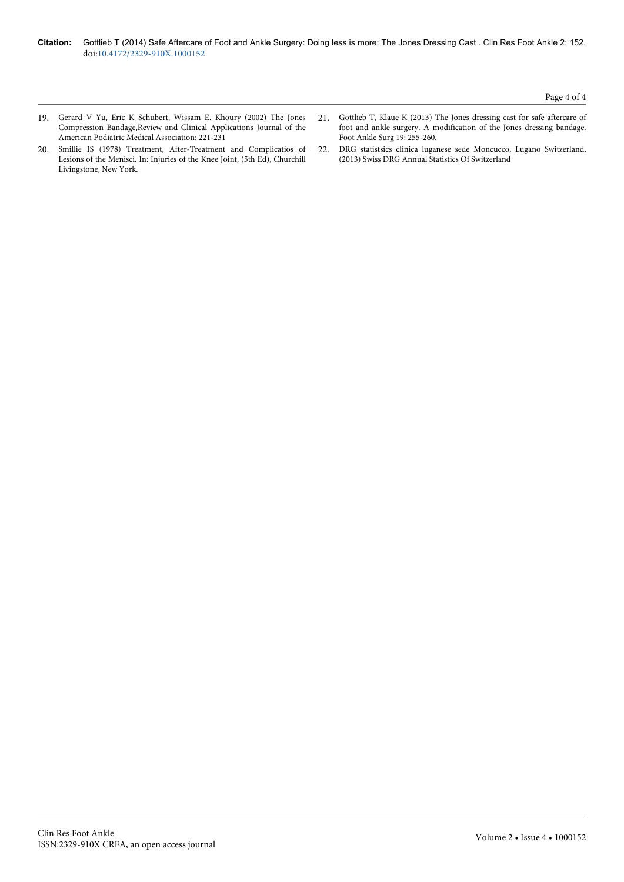19. Gerard V Yu, Eric K Schubert, Wissam E. Khoury (2002) The Jones Compression Bandage,Review and Clinical Applications Journal of the American Podiatric Medical Association: 221-231
20. Smillie IS (1978) Treatment, After-Treatment and Complicatios of Lesions of the Menisci. In: Injuries of the Knee Joint, (5th Ed), Churchill Livingstone, New York.
21. Gottlieb T, Klaue K (2013) The Jones dressing cast for safe aftercare of foot and ankle surgery. A modification of the Jones dressing bandage. Foot Ankle Surg 19: 255-260.
22. DRG statistsics clinica luganese sede Moncucco, Lugano Switzerland, (2013) Swiss DRG Annual Statistics Of Switzerland